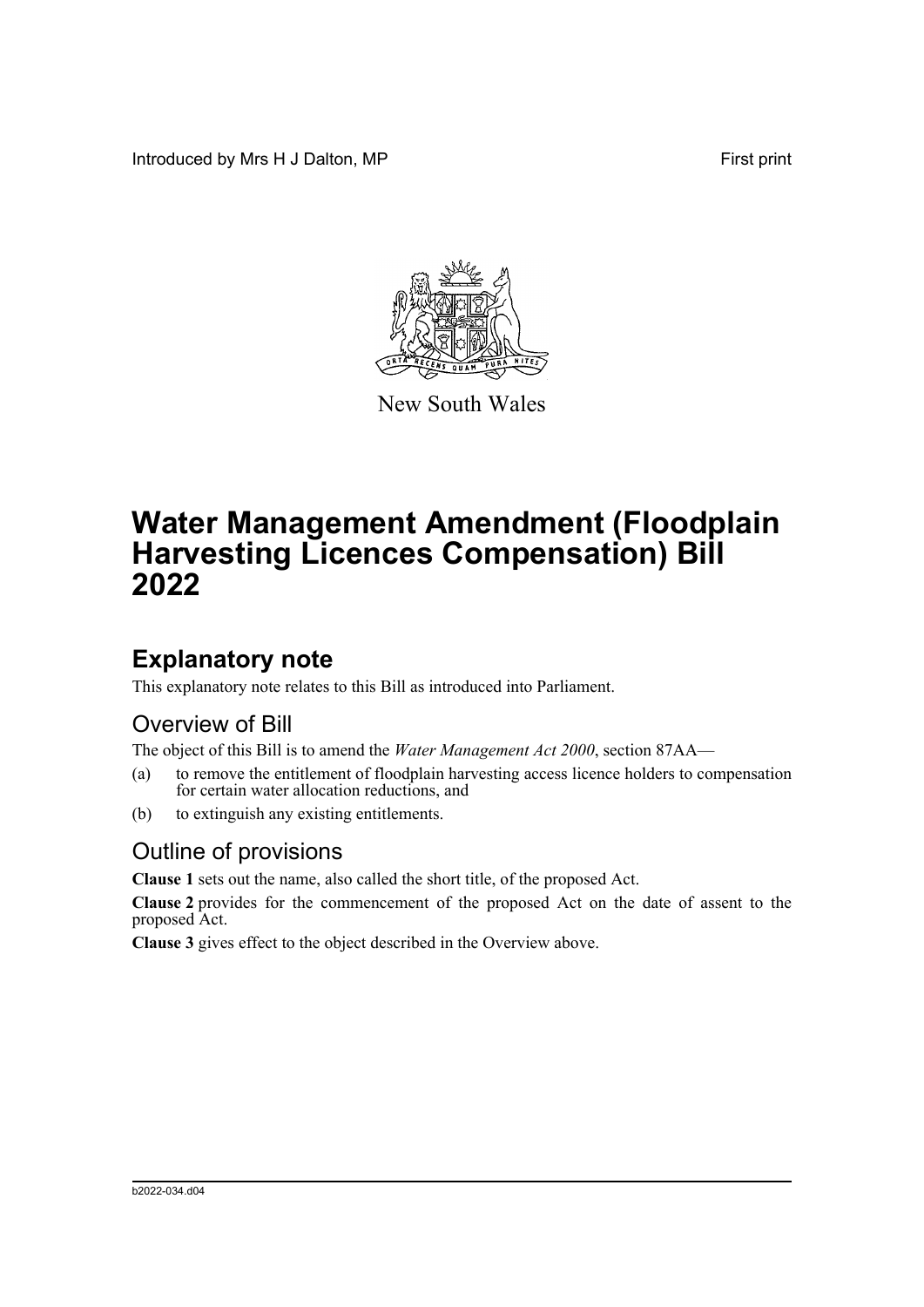Introduced by Mrs H J Dalton, MP

First print

New South Wales

# Water Management Amendment (Floodplain Harvesting Licences Compensation) Bill 2022

## Explanatory note

This explanatory note relates to this Bill as introduced into Parliament.

### Overview of Bill

The object of this Bill is to amend the *Water Management Act 2000*, section 87AA—

(a) to remove the entitlement of floodplain harvesting access licence holders to compensation for certain water allocation reductions, and

(b) to extinguish any existing entitlements.

### Outline of provisions

**Clause 1** sets out the name, also called the short title, of the proposed Act.

**Clause 2** provides for the commencement of the proposed Act on the date of assent to the proposed Act.

**Clause 3** gives effect to the object described in the Overview above.

b2022-034.d04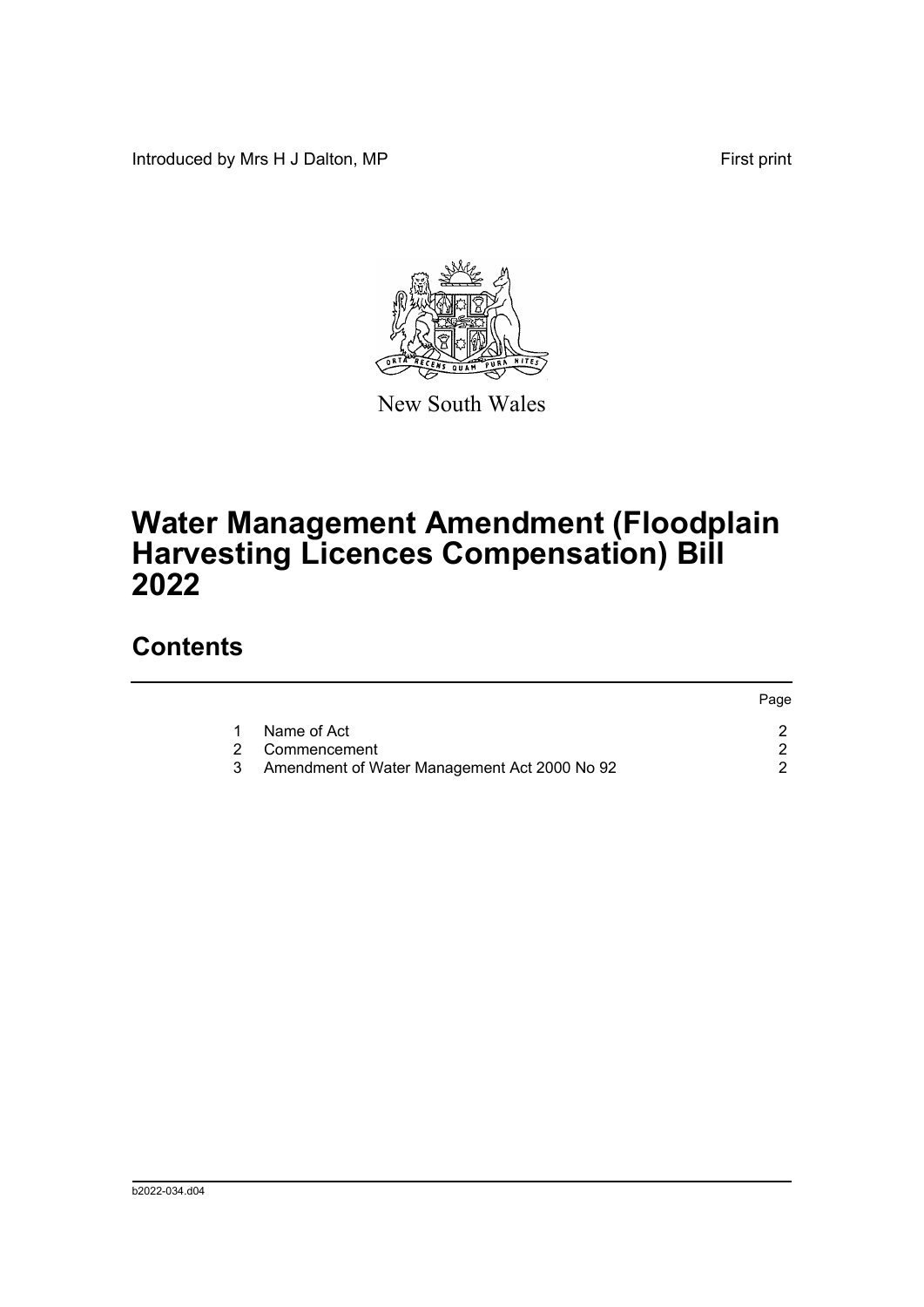Introduced by Mrs H J Dalton, MP

First print

New South Wales

# Water Management Amendment (Floodplain Harvesting Licences Compensation) Bill 2022

## Contents

| | | Page |
|---|---|---|
| 1 | Name of Act | 2 |
| 2 | Commencement | 2 |
| 3 | Amendment of Water Management Act 2000 No 92 | 2 |

b2022-034.d04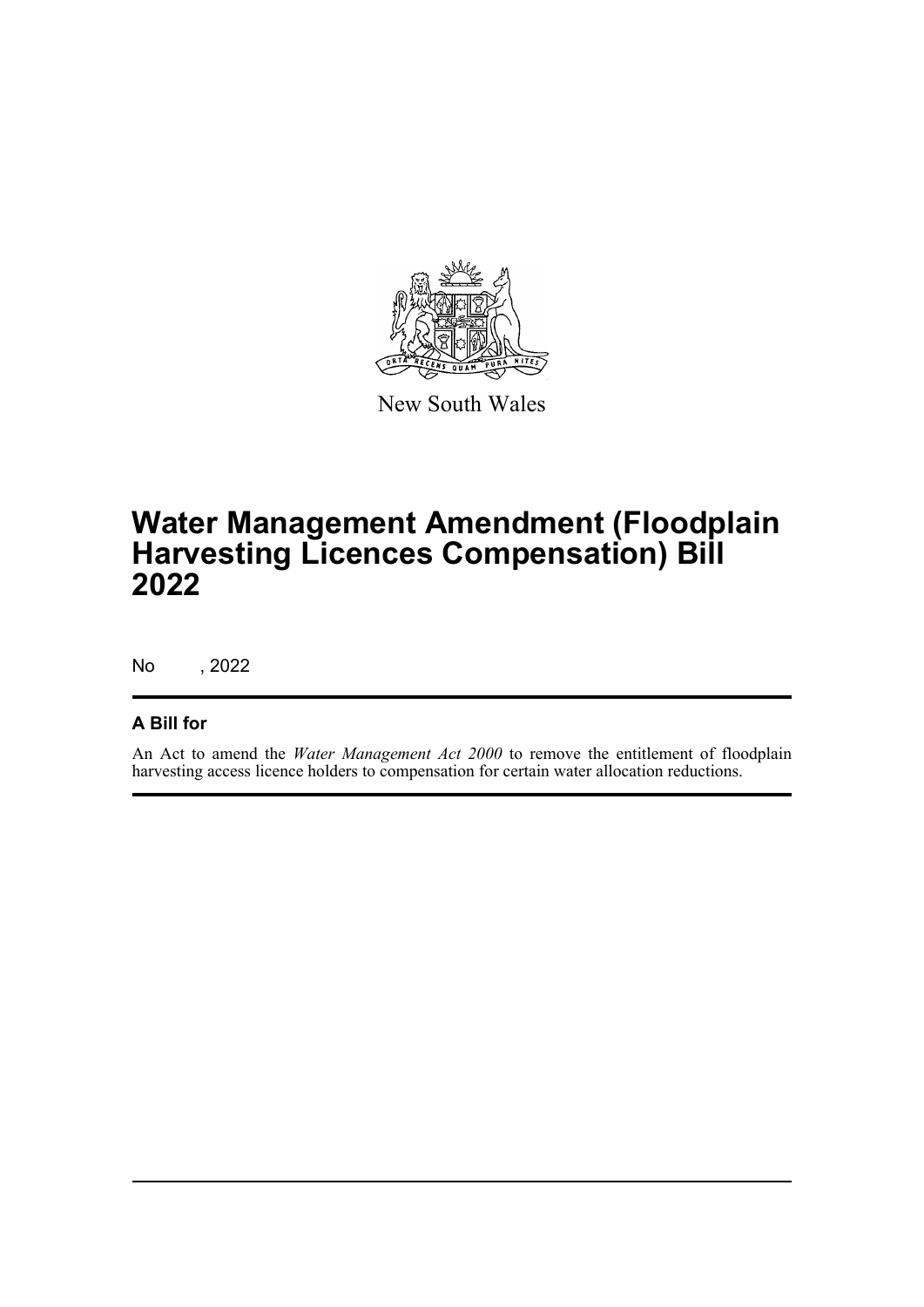New South Wales

# Water Management Amendment (Floodplain Harvesting Licences Compensation) Bill 2022

No , 2022

## A Bill for

An Act to amend the *Water Management Act 2000* to remove the entitlement of floodplain harvesting access licence holders to compensation for certain water allocation reductions.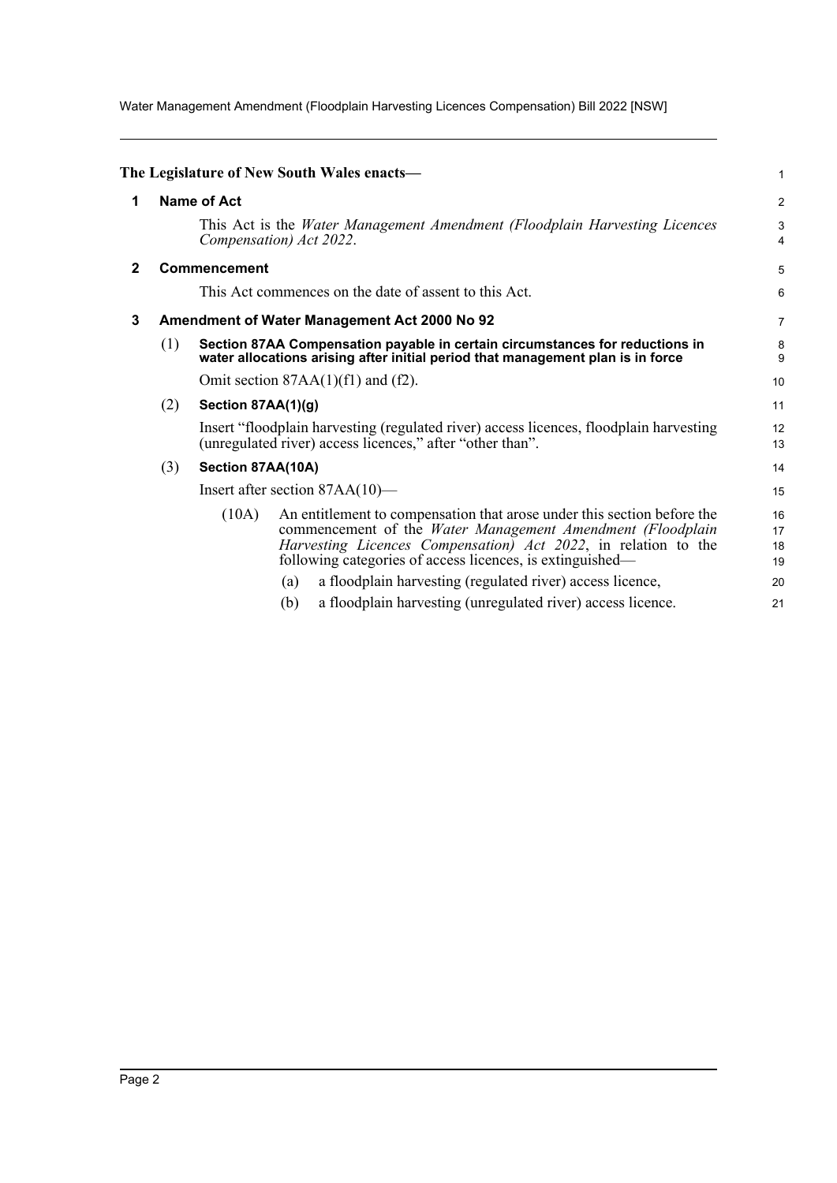**The Legislature of New South Wales enacts—**

## 1 Name of Act

This Act is the *Water Management Amendment (Floodplain Harvesting Licences Compensation) Act 2022*.

## 2 Commencement

This Act commences on the date of assent to this Act.

## 3 Amendment of Water Management Act 2000 No 92

### (1) Section 87AA Compensation payable in certain circumstances for reductions in water allocations arising after initial period that management plan is in force

Omit section 87AA(1)(f1) and (f2).

### (2) Section 87AA(1)(g)

Insert "floodplain harvesting (regulated river) access licences, floodplain harvesting (unregulated river) access licences," after "other than".

### (3) Section 87AA(10A)

Insert after section 87AA(10)—

(10A) An entitlement to compensation that arose under this section before the commencement of the *Water Management Amendment (Floodplain Harvesting Licences Compensation) Act 2022*, in relation to the following categories of access licences, is extinguished—

(a) a floodplain harvesting (regulated river) access licence,

(b) a floodplain harvesting (unregulated river) access licence.